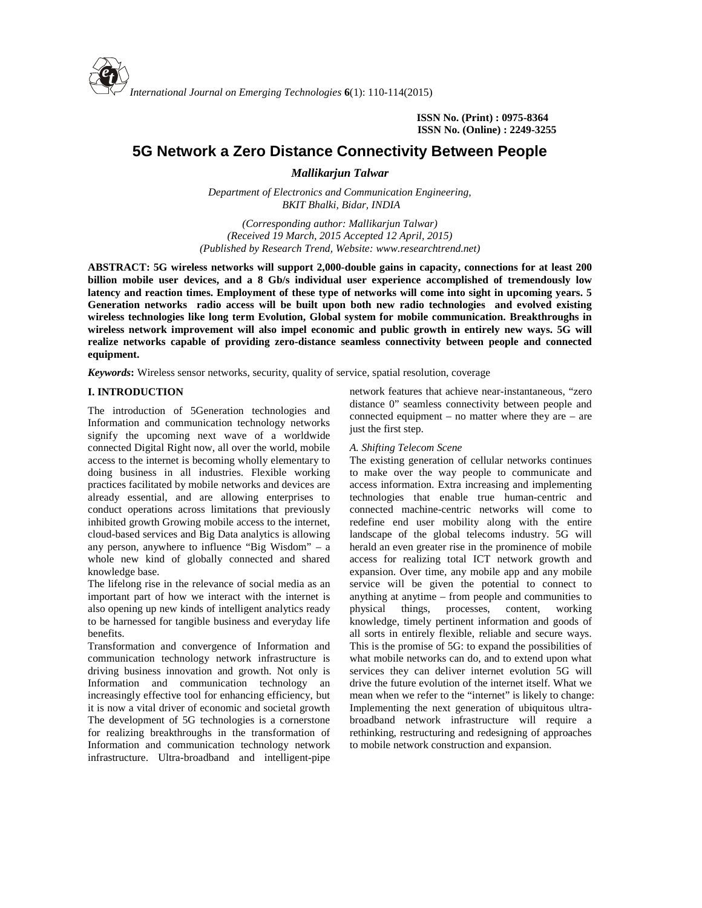ISSN No. (Print) : 0975-8364
ISSN No. (Online) : 2249-3255

# 5G Network a Zero Distance Connectivity Between People

***Mallikarjun Talwar***

*Department of Electronics and Communication Engineering,*
*BKIT Bhalki, Bidar, INDIA*

*(Corresponding author: Mallikarjun Talwar)*
*(Received 19 March, 2015 Accepted 12 April, 2015)*
*(Published by Research Trend, Website: www.researchtrend.net)*

**ABSTRACT: 5G wireless networks will support 2,000-double gains in capacity, connections for at least 200 billion mobile user devices, and a 8 Gb/s individual user experience accomplished of tremendously low latency and reaction times. Employment of these type of networks will come into sight in upcoming years. 5 Generation networks radio access will be built upon both new radio technologies and evolved existing wireless technologies like long term Evolution, Global system for mobile communication. Breakthroughs in wireless network improvement will also impel economic and public growth in entirely new ways. 5G will realize networks capable of providing zero-distance seamless connectivity between people and connected equipment.**

***Keywords*:** Wireless sensor networks, security, quality of service, spatial resolution, coverage

## I. INTRODUCTION

The introduction of 5Generation technologies and Information and communication technology networks signify the upcoming next wave of a worldwide connected Digital Right now, all over the world, mobile access to the internet is becoming wholly elementary to doing business in all industries. Flexible working practices facilitated by mobile networks and devices are already essential, and are allowing enterprises to conduct operations across limitations that previously inhibited growth Growing mobile access to the internet, cloud-based services and Big Data analytics is allowing any person, anywhere to influence "Big Wisdom" – a whole new kind of globally connected and shared knowledge base.

The lifelong rise in the relevance of social media as an important part of how we interact with the internet is also opening up new kinds of intelligent analytics ready to be harnessed for tangible business and everyday life benefits.

Transformation and convergence of Information and communication technology network infrastructure is driving business innovation and growth. Not only is Information and communication technology an increasingly effective tool for enhancing efficiency, but it is now a vital driver of economic and societal growth The development of 5G technologies is a cornerstone for realizing breakthroughs in the transformation of Information and communication technology network infrastructure. Ultra-broadband and intelligent-pipe network features that achieve near-instantaneous, "zero distance 0" seamless connectivity between people and connected equipment – no matter where they are – are just the first step.

### *A. Shifting Telecom Scene*

The existing generation of cellular networks continues to make over the way people to communicate and access information. Extra increasing and implementing technologies that enable true human-centric and connected machine-centric networks will come to redefine end user mobility along with the entire landscape of the global telecoms industry. 5G will herald an even greater rise in the prominence of mobile access for realizing total ICT network growth and expansion. Over time, any mobile app and any mobile service will be given the potential to connect to anything at anytime – from people and communities to physical things, processes, content, working knowledge, timely pertinent information and goods of all sorts in entirely flexible, reliable and secure ways. This is the promise of 5G: to expand the possibilities of what mobile networks can do, and to extend upon what services they can deliver internet evolution 5G will drive the future evolution of the internet itself. What we mean when we refer to the "internet" is likely to change: Implementing the next generation of ubiquitous ultra-broadband network infrastructure will require a rethinking, restructuring and redesigning of approaches to mobile network construction and expansion.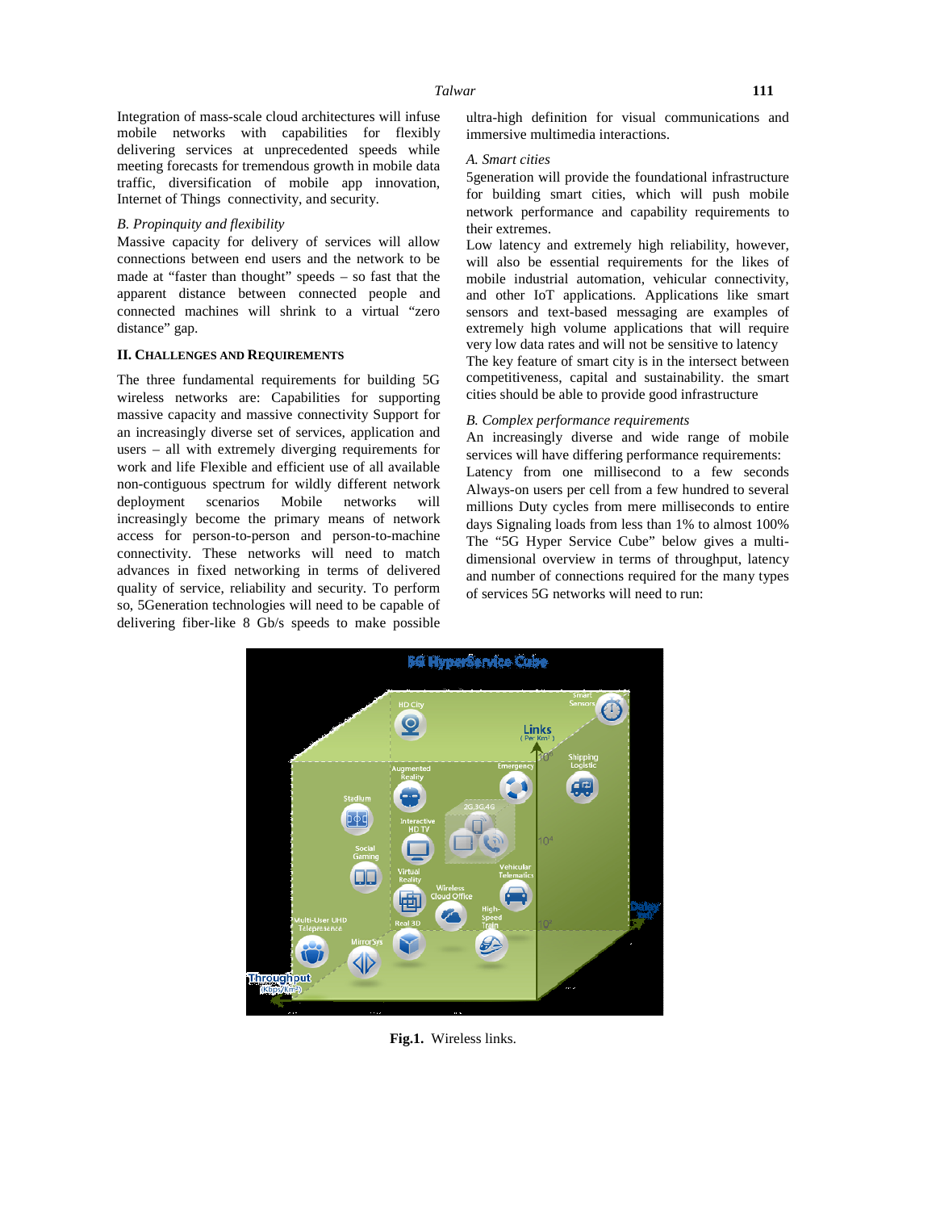Integration of mass-scale cloud architectures will infuse mobile networks with capabilities for flexibly delivering services at unprecedented speeds while meeting forecasts for tremendous growth in mobile data traffic, diversification of mobile app innovation, Internet of Things connectivity, and security.

### *B. Propinquity and flexibility*

Massive capacity for delivery of services will allow connections between end users and the network to be made at "faster than thought" speeds – so fast that the apparent distance between connected people and connected machines will shrink to a virtual "zero distance" gap.

## II. Challenges and Requirements

The three fundamental requirements for building 5G wireless networks are: Capabilities for supporting massive capacity and massive connectivity Support for an increasingly diverse set of services, application and users – all with extremely diverging requirements for work and life Flexible and efficient use of all available non-contiguous spectrum for wildly different network deployment scenarios Mobile networks will increasingly become the primary means of network access for person-to-person and person-to-machine connectivity. These networks will need to match advances in fixed networking in terms of delivered quality of service, reliability and security. To perform so, 5Generation technologies will need to be capable of delivering fiber-like 8 Gb/s speeds to make possible ultra-high definition for visual communications and immersive multimedia interactions.

### *A. Smart cities*

5generation will provide the foundational infrastructure for building smart cities, which will push mobile network performance and capability requirements to their extremes.

Low latency and extremely high reliability, however, will also be essential requirements for the likes of mobile industrial automation, vehicular connectivity, and other IoT applications. Applications like smart sensors and text-based messaging are examples of extremely high volume applications that will require very low data rates and will not be sensitive to latency

The key feature of smart city is in the intersect between competitiveness, capital and sustainability. the smart cities should be able to provide good infrastructure

### *B. Complex performance requirements*

An increasingly diverse and wide range of mobile services will have differing performance requirements: Latency from one millisecond to a few seconds Always-on users per cell from a few hundred to several millions Duty cycles from mere milliseconds to entire days Signaling loads from less than 1% to almost 100% The "5G Hyper Service Cube" below gives a multi-dimensional overview in terms of throughput, latency and number of connections required for the many types of services 5G networks will need to run:

**Fig.1.** Wireless links.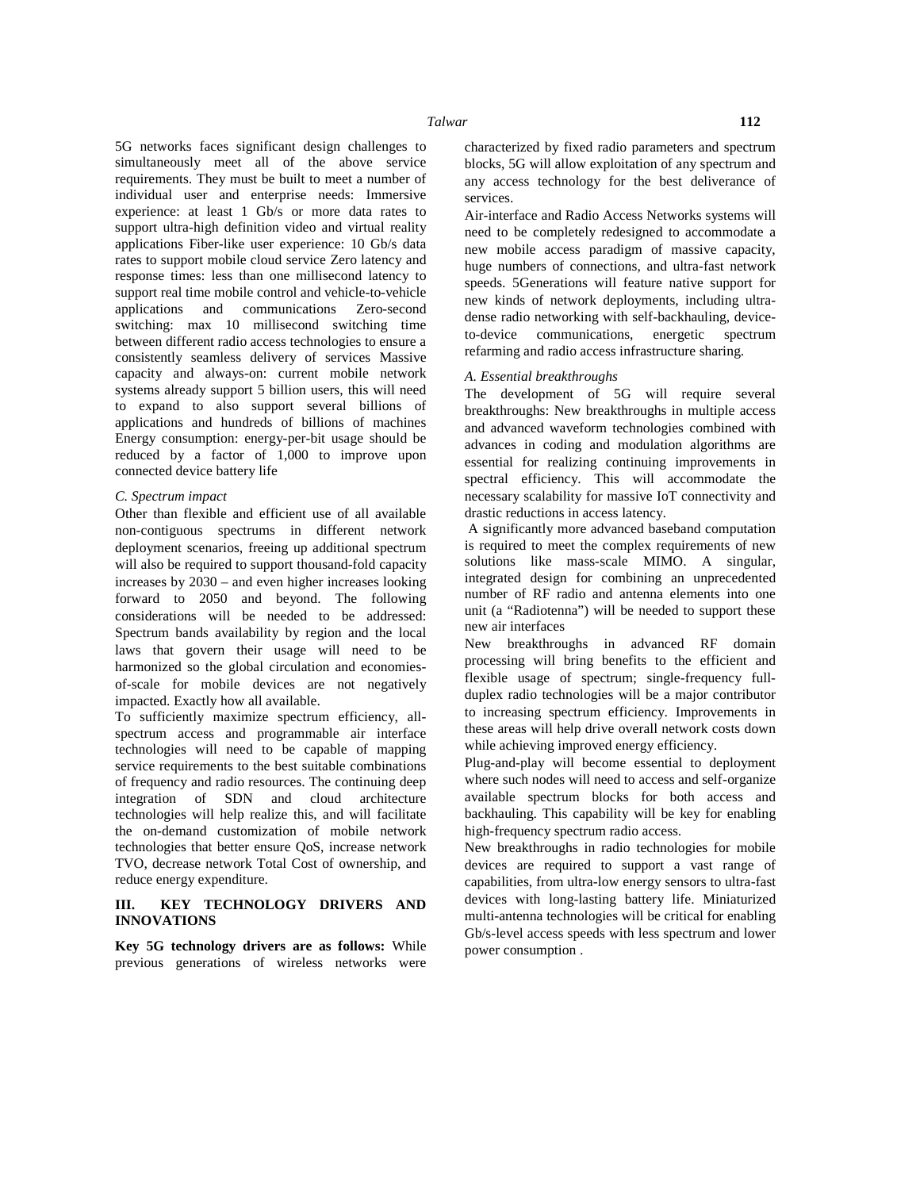5G networks faces significant design challenges to simultaneously meet all of the above service requirements. They must be built to meet a number of individual user and enterprise needs: Immersive experience: at least 1 Gb/s or more data rates to support ultra-high definition video and virtual reality applications Fiber-like user experience: 10 Gb/s data rates to support mobile cloud service Zero latency and response times: less than one millisecond latency to support real time mobile control and vehicle-to-vehicle applications and communications Zero-second switching: max 10 millisecond switching time between different radio access technologies to ensure a consistently seamless delivery of services Massive capacity and always-on: current mobile network systems already support 5 billion users, this will need to expand to also support several billions of applications and hundreds of billions of machines Energy consumption: energy-per-bit usage should be reduced by a factor of 1,000 to improve upon connected device battery life

### *C. Spectrum impact*

Other than flexible and efficient use of all available non-contiguous spectrums in different network deployment scenarios, freeing up additional spectrum will also be required to support thousand-fold capacity increases by 2030 – and even higher increases looking forward to 2050 and beyond. The following considerations will be needed to be addressed: Spectrum bands availability by region and the local laws that govern their usage will need to be harmonized so the global circulation and economies-of-scale for mobile devices are not negatively impacted. Exactly how all available.

To sufficiently maximize spectrum efficiency, all-spectrum access and programmable air interface technologies will need to be capable of mapping service requirements to the best suitable combinations of frequency and radio resources. The continuing deep integration of SDN and cloud architecture technologies will help realize this, and will facilitate the on-demand customization of mobile network technologies that better ensure QoS, increase network TVO, decrease network Total Cost of ownership, and reduce energy expenditure.

## III. KEY TECHNOLOGY DRIVERS AND INNOVATIONS

**Key 5G technology drivers are as follows:** While previous generations of wireless networks were characterized by fixed radio parameters and spectrum blocks, 5G will allow exploitation of any spectrum and any access technology for the best deliverance of services.

Air-interface and Radio Access Networks systems will need to be completely redesigned to accommodate a new mobile access paradigm of massive capacity, huge numbers of connections, and ultra-fast network speeds. 5Generations will feature native support for new kinds of network deployments, including ultra-dense radio networking with self-backhauling, device-to-device communications, energetic spectrum refarming and radio access infrastructure sharing.

### *A. Essential breakthroughs*

The development of 5G will require several breakthroughs: New breakthroughs in multiple access and advanced waveform technologies combined with advances in coding and modulation algorithms are essential for realizing continuing improvements in spectral efficiency. This will accommodate the necessary scalability for massive IoT connectivity and drastic reductions in access latency.

A significantly more advanced baseband computation is required to meet the complex requirements of new solutions like mass-scale MIMO. A singular, integrated design for combining an unprecedented number of RF radio and antenna elements into one unit (a "Radiotenna") will be needed to support these new air interfaces

New breakthroughs in advanced RF domain processing will bring benefits to the efficient and flexible usage of spectrum; single-frequency full-duplex radio technologies will be a major contributor to increasing spectrum efficiency. Improvements in these areas will help drive overall network costs down while achieving improved energy efficiency.

Plug-and-play will become essential to deployment where such nodes will need to access and self-organize available spectrum blocks for both access and backhauling. This capability will be key for enabling high-frequency spectrum radio access.

New breakthroughs in radio technologies for mobile devices are required to support a vast range of capabilities, from ultra-low energy sensors to ultra-fast devices with long-lasting battery life. Miniaturized multi-antenna technologies will be critical for enabling Gb/s-level access speeds with less spectrum and lower power consumption .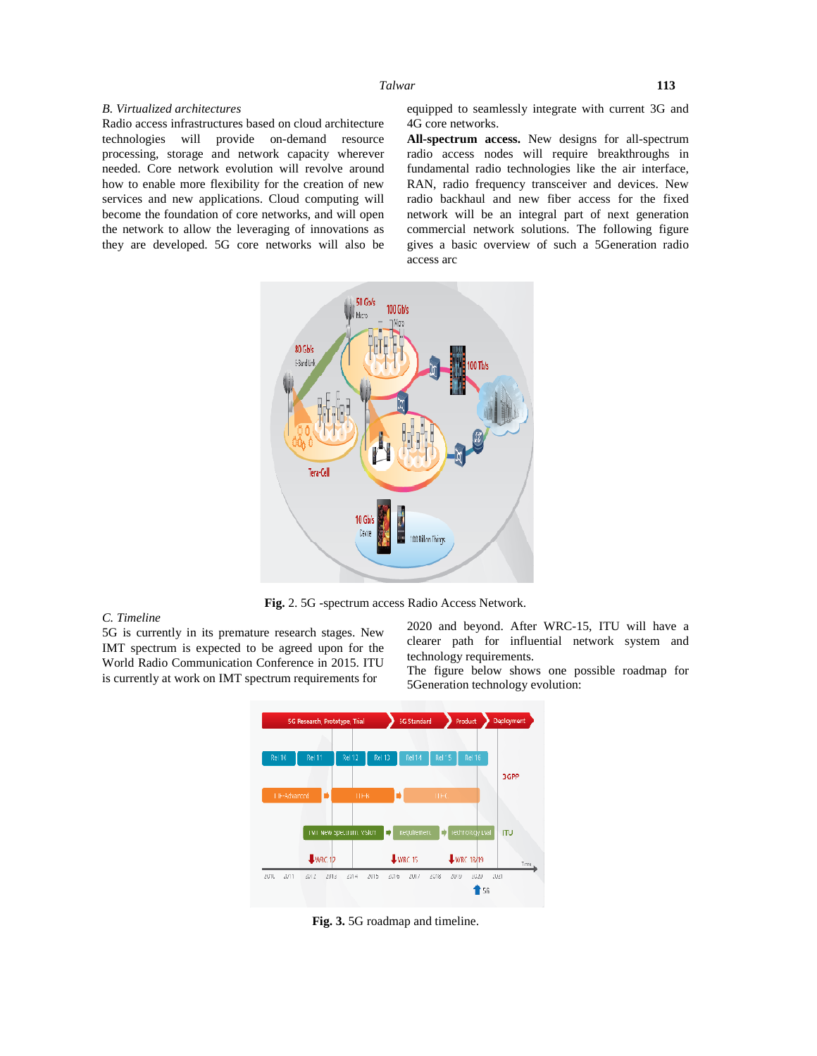### B. Virtualized architectures

Radio access infrastructures based on cloud architecture technologies will provide on-demand resource processing, storage and network capacity wherever needed. Core network evolution will revolve around how to enable more flexibility for the creation of new services and new applications. Cloud computing will become the foundation of core networks, and will open the network to allow the leveraging of innovations as they are developed. 5G core networks will also be equipped to seamlessly integrate with current 3G and 4G core networks.

**All-spectrum access.** New designs for all-spectrum radio access nodes will require breakthroughs in fundamental radio technologies like the air interface, RAN, radio frequency transceiver and devices. New radio backhaul and new fiber access for the fixed network will be an integral part of next generation commercial network solutions. The following figure gives a basic overview of such a 5Generation radio access arc

**Fig.** 2. 5G -spectrum access Radio Access Network.

### C. Timeline

5G is currently in its premature research stages. New IMT spectrum is expected to be agreed upon for the World Radio Communication Conference in 2015. ITU is currently at work on IMT spectrum requirements for 2020 and beyond. After WRC-15, ITU will have a clearer path for influential network system and technology requirements.

The figure below shows one possible roadmap for 5Generation technology evolution:

**Fig. 3.** 5G roadmap and timeline.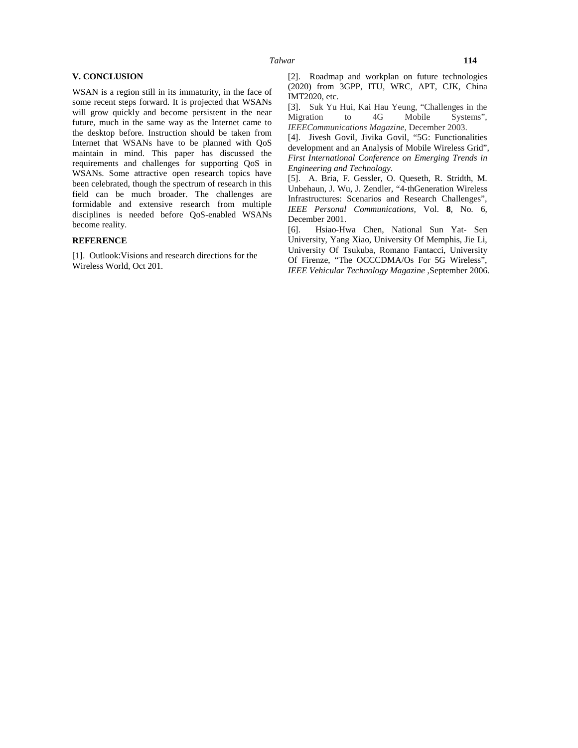## V. CONCLUSION

WSAN is a region still in its immaturity, in the face of some recent steps forward. It is projected that WSANs will grow quickly and become persistent in the near future, much in the same way as the Internet came to the desktop before. Instruction should be taken from Internet that WSANs have to be planned with QoS maintain in mind. This paper has discussed the requirements and challenges for supporting QoS in WSANs. Some attractive open research topics have been celebrated, though the spectrum of research in this field can be much broader. The challenges are formidable and extensive research from multiple disciplines is needed before QoS-enabled WSANs become reality.

## REFERENCE

[1]. Outlook:Visions and research directions for the Wireless World, Oct 201.

[2]. Roadmap and workplan on future technologies (2020) from 3GPP, ITU, WRC, APT, CJK, China IMT2020, etc.

[3]. Suk Yu Hui, Kai Hau Yeung, "Challenges in the Migration to 4G Mobile Systems", *IEEECommunications Magazine*, December 2003.

[4]. Jivesh Govil, Jivika Govil, "5G: Functionalities development and an Analysis of Mobile Wireless Grid", *First International Conference on Emerging Trends in Engineering and Technology*.

[5]. A. Bria, F. Gessler, O. Queseth, R. Stridth, M. Unbehaun, J. Wu, J. Zendler, "4-thGeneration Wireless Infrastructures: Scenarios and Research Challenges", *IEEE Personal Communications*, Vol. **8**, No. 6, December 2001.

[6]. Hsiao-Hwa Chen, National Sun Yat- Sen University, Yang Xiao, University Of Memphis, Jie Li, University Of Tsukuba, Romano Fantacci, University Of Firenze, "The OCCCDMA/Os For 5G Wireless", *IEEE Vehicular Technology Magazine* ,September 2006.